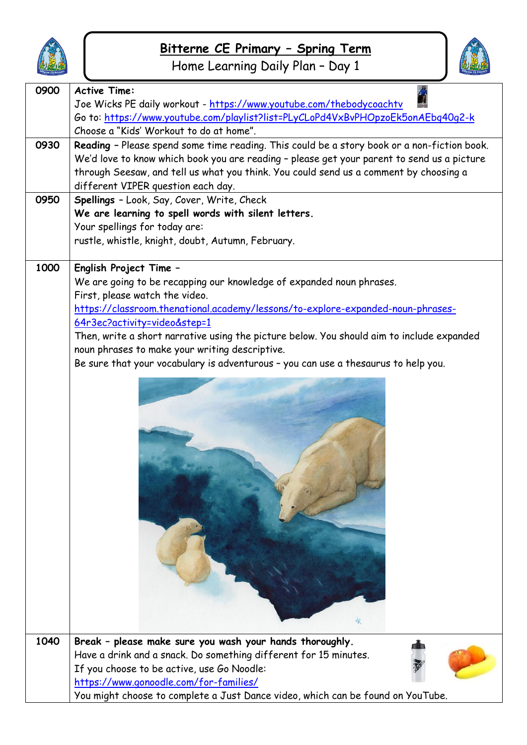# Bitterne CE Primary – Spring Term

Home Learning Daily Plan – Day 1

| | |
|---|---|
| 0900 | **Active Time:**<br>Joe Wicks PE daily workout - https://www.youtube.com/thebodycoachtv<br>Go to: https://www.youtube.com/playlist?list=PLyCLoPd4VxBvPHOpzoEk5onAEbq40g2-k<br>Choose a "Kids' Workout to do at home". |
| 0930 | **Reading** – Please spend some time reading. This could be a story book or a non-fiction book. We'd love to know which book you are reading – please get your parent to send us a picture through Seesaw, and tell us what you think. You could send us a comment by choosing a different VIPER question each day. |
| 0950 | **Spellings** – Look, Say, Cover, Write, Check<br>**We are learning to spell words with silent letters.**<br>Your spellings for today are:<br>rustle, whistle, knight, doubt, Autumn, February. |
| 1000 | **English Project Time** –<br>We are going to be recapping our knowledge of expanded noun phrases.<br>First, please watch the video.<br>https://classroom.thenational.academy/lessons/to-explore-expanded-noun-phrases-64r3ec?activity=video&step=1<br>Then, write a short narrative using the picture below. You should aim to include expanded noun phrases to make your writing descriptive.<br>Be sure that your vocabulary is adventurous – you can use a thesaurus to help you. |
| 1040 | **Break – please make sure you wash your hands thoroughly.**<br>Have a drink and a snack. Do something different for 15 minutes.<br>If you choose to be active, use Go Noodle:<br>https://www.gonoodle.com/for-families/<br>You might choose to complete a Just Dance video, which can be found on YouTube. |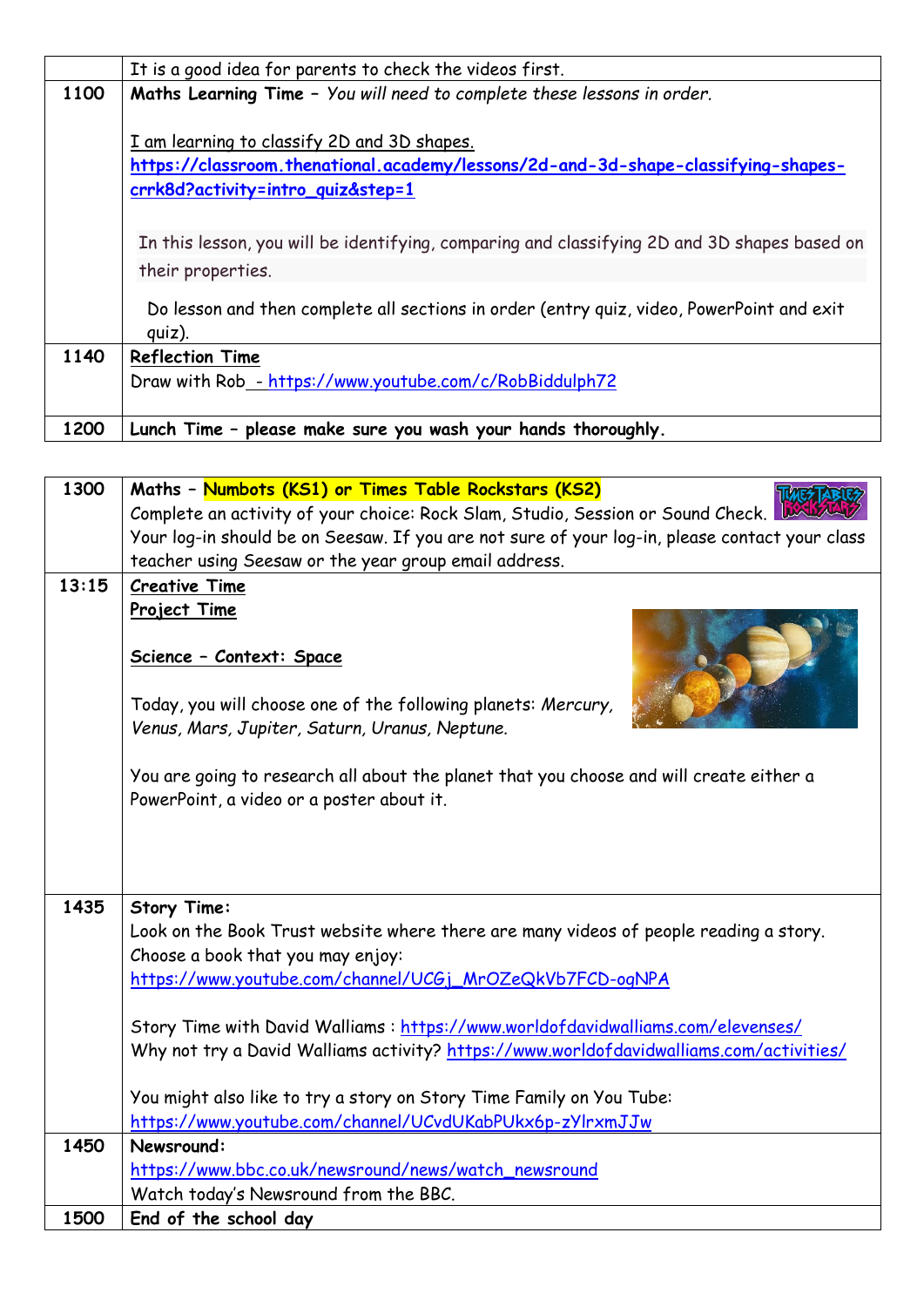|  | It is a good idea for parents to check the videos first. |
|---|---|
| 1100 | **Maths Learning Time** – *You will need to complete these lessons in order.*<br><br>I am learning to classify 2D and 3D shapes.<br>**https://classroom.thenational.academy/lessons/2d-and-3d-shape-classifying-shapes-crrk8d?activity=intro_quiz&step=1**<br><br>In this lesson, you will be identifying, comparing and classifying 2D and 3D shapes based on their properties.<br><br>Do lesson and then complete all sections in order (entry quiz, video, PowerPoint and exit quiz). |
| 1140 | **Reflection Time**<br>Draw with Rob - https://www.youtube.com/c/RobBiddulph72 |
| 1200 | **Lunch Time – please make sure you wash your hands thoroughly.** |

| 1300 | **Maths – Numbots (KS1) or Times Table Rockstars (KS2)**<br>Complete an activity of your choice: Rock Slam, Studio, Session or Sound Check.<br>Your log-in should be on Seesaw. If you are not sure of your log-in, please contact your class teacher using Seesaw or the year group email address. |
|---|---|
| 13:15 | **Creative Time**<br>**Project Time**<br><br>**Science – Context: Space**<br><br>Today, you will choose one of the following planets: *Mercury, Venus, Mars, Jupiter, Saturn, Uranus, Neptune.*<br><br>You are going to research all about the planet that you choose and will create either a PowerPoint, a video or a poster about it. |
| 1435 | **Story Time:**<br>Look on the Book Trust website where there are many videos of people reading a story. Choose a book that you may enjoy:<br>https://www.youtube.com/channel/UCGj_MrOZeQkVb7FCD-ogNPA<br><br>Story Time with David Walliams : https://www.worldofdavidwalliams.com/elevenses/<br>Why not try a David Walliams activity? https://www.worldofdavidwalliams.com/activities/<br><br>You might also like to try a story on Story Time Family on You Tube:<br>https://www.youtube.com/channel/UCvdUKabPUkx6p-zYlrxmJJw |
| 1450 | **Newsround:**<br>https://www.bbc.co.uk/newsround/news/watch_newsround<br>Watch today's Newsround from the BBC. |
| 1500 | **End of the school day** |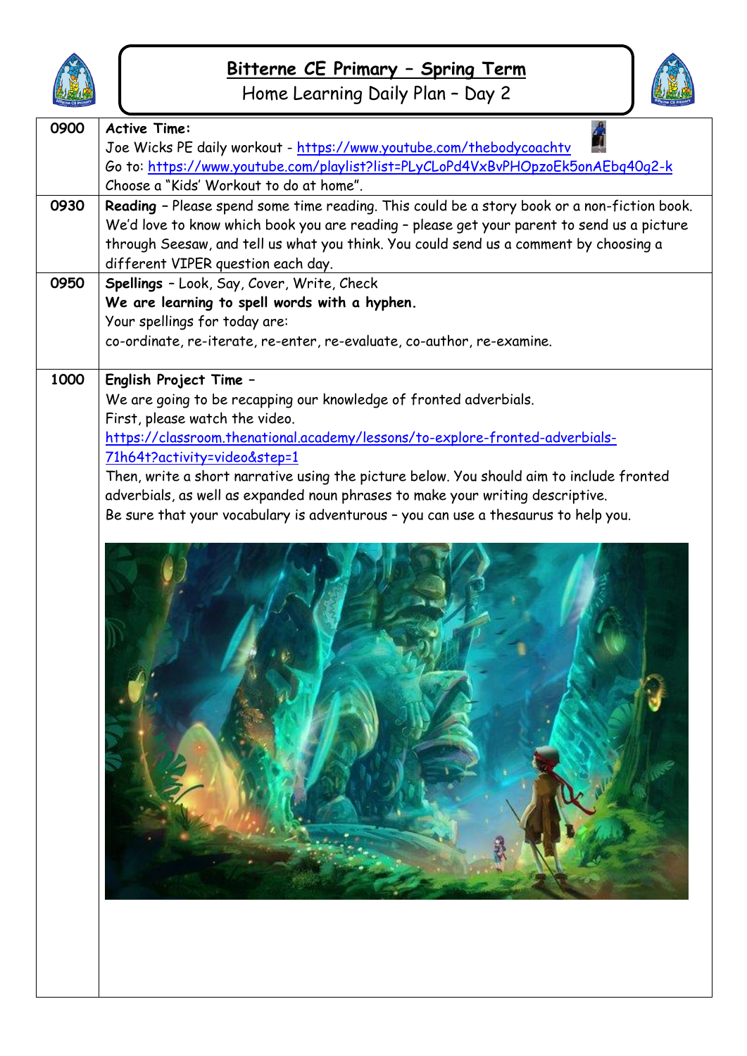# Bitterne CE Primary – Spring Term

## Home Learning Daily Plan – Day 2

| | |
|---|---|
| 0900 | **Active Time:**<br>Joe Wicks PE daily workout - https://www.youtube.com/thebodycoachtv<br>Go to: https://www.youtube.com/playlist?list=PLyCLoPd4VxBvPHOpzoEk5onAEbq40g2-k<br>Choose a "Kids' Workout to do at home". |
| 0930 | **Reading** – Please spend some time reading. This could be a story book or a non-fiction book. We'd love to know which book you are reading – please get your parent to send us a picture through Seesaw, and tell us what you think. You could send us a comment by choosing a different VIPER question each day. |
| 0950 | **Spellings** – Look, Say, Cover, Write, Check<br>**We are learning to spell words with a hyphen.**<br>Your spellings for today are:<br>co-ordinate, re-iterate, re-enter, re-evaluate, co-author, re-examine. |
| 1000 | **English Project Time** –<br>We are going to be recapping our knowledge of fronted adverbials.<br>First, please watch the video.<br>https://classroom.thenational.academy/lessons/to-explore-fronted-adverbials-71h64t?activity=video&step=1<br>Then, write a short narrative using the picture below. You should aim to include fronted adverbials, as well as expanded noun phrases to make your writing descriptive.<br>Be sure that your vocabulary is adventurous – you can use a thesaurus to help you. |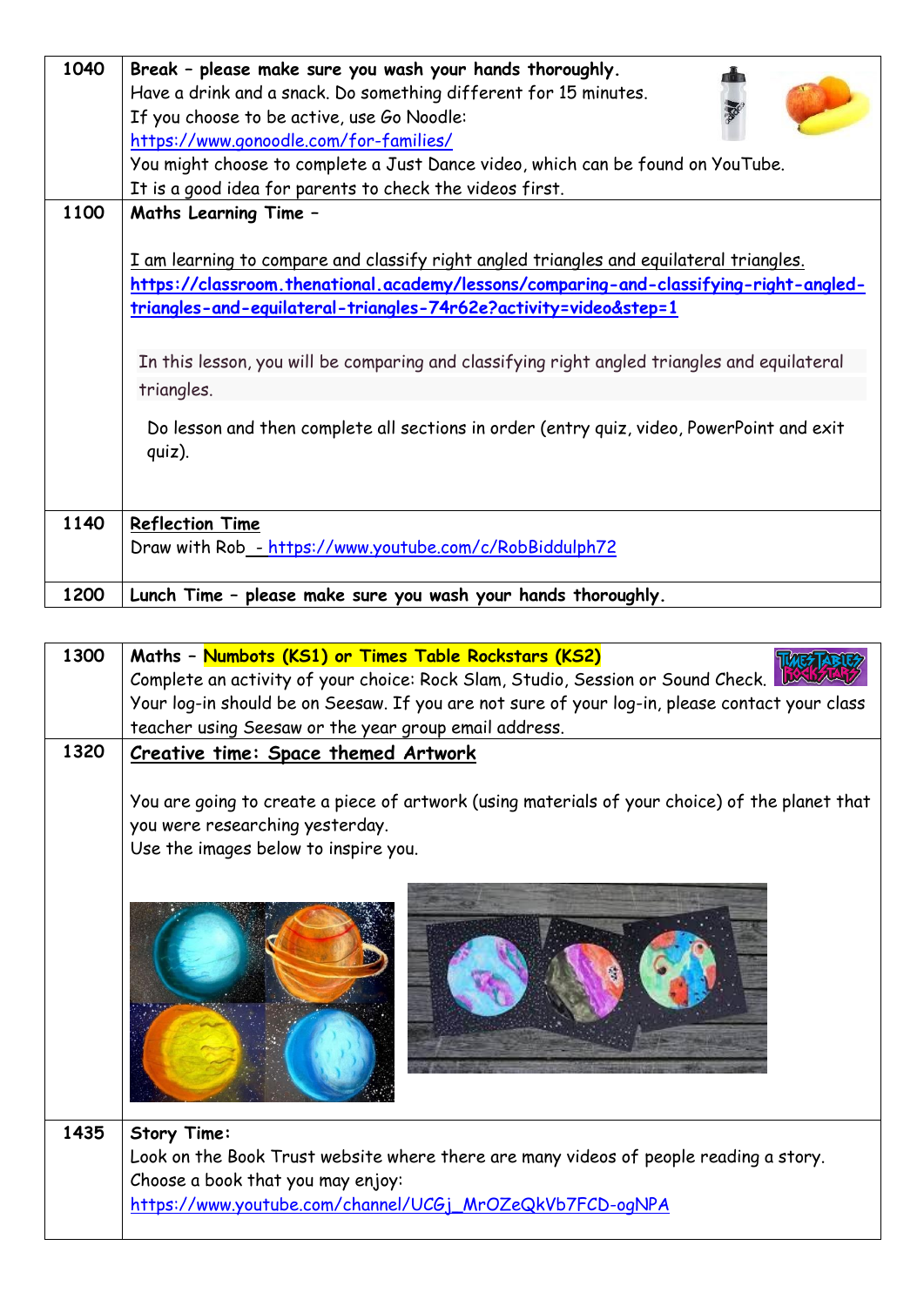| | |
|---|---|
| 1040 | **Break – please make sure you wash your hands thoroughly.**<br>Have a drink and a snack. Do something different for 15 minutes.<br>If you choose to be active, use Go Noodle:<br>https://www.gonoodle.com/for-families/<br>You might choose to complete a Just Dance video, which can be found on YouTube.<br>It is a good idea for parents to check the videos first. |
| 1100 | **Maths Learning Time –**<br><br>I am learning to compare and classify right angled triangles and equilateral triangles.<br>**https://classroom.thenational.academy/lessons/comparing-and-classifying-right-angled-triangles-and-equilateral-triangles-74r62e?activity=video&step=1**<br><br>In this lesson, you will be comparing and classifying right angled triangles and equilateral triangles.<br><br>Do lesson and then complete all sections in order (entry quiz, video, PowerPoint and exit quiz). |
| 1140 | **Reflection Time**<br>Draw with Rob - https://www.youtube.com/c/RobBiddulph72 |
| 1200 | **Lunch Time – please make sure you wash your hands thoroughly.** |

| | |
|---|---|
| 1300 | **Maths – Numbots (KS1) or Times Table Rockstars (KS2)**<br>Complete an activity of your choice: Rock Slam, Studio, Session or Sound Check.<br>Your log-in should be on Seesaw. If you are not sure of your log-in, please contact your class teacher using Seesaw or the year group email address. |
| 1320 | **Creative time: Space themed Artwork**<br><br>You are going to create a piece of artwork (using materials of your choice) of the planet that you were researching yesterday.<br>Use the images below to inspire you. |
| 1435 | **Story Time:**<br>Look on the Book Trust website where there are many videos of people reading a story.<br>Choose a book that you may enjoy:<br>https://www.youtube.com/channel/UCGj_MrOZeQkVb7FCD-ogNPA |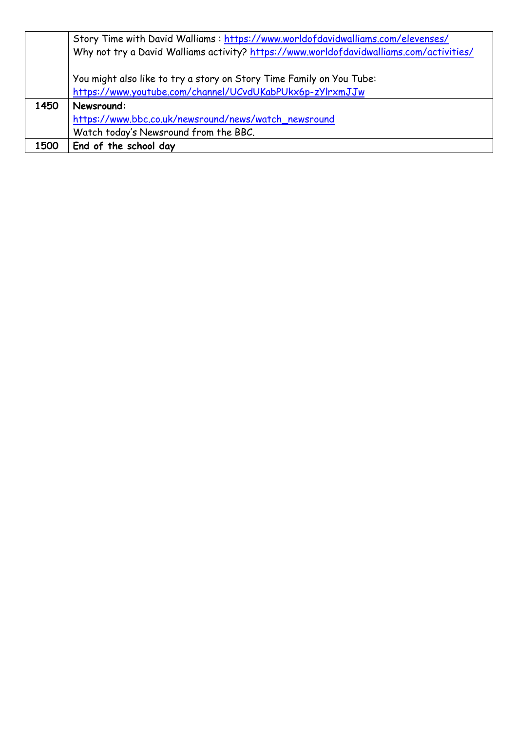| | |
|---|---|
| | Story Time with David Walliams : https://www.worldofdavidwalliams.com/elevenses/ <br> Why not try a David Walliams activity? https://www.worldofdavidwalliams.com/activities/ <br><br> You might also like to try a story on Story Time Family on You Tube: <br> https://www.youtube.com/channel/UCvdUKabPUkx6p-zYlrxmJJw |
| **1450** | **Newsround:** <br> https://www.bbc.co.uk/newsround/news/watch_newsround <br> Watch today's Newsround from the BBC. |
| **1500** | **End of the school day** |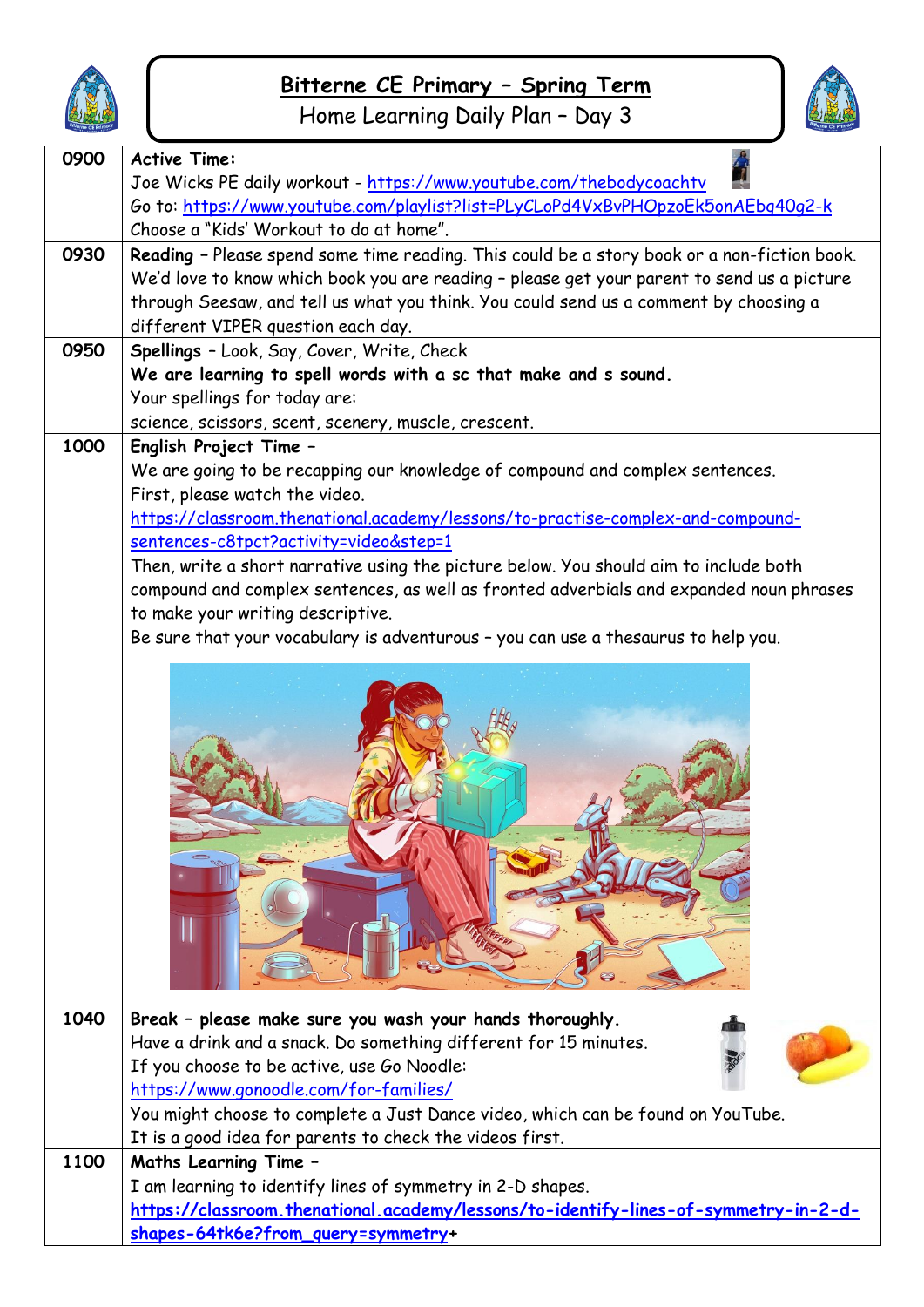# Bitterne CE Primary – Spring Term

Home Learning Daily Plan – Day 3

| | |
|---|---|
| 0900 | **Active Time:**<br>Joe Wicks PE daily workout - https://www.youtube.com/thebodycoachtv<br>Go to: https://www.youtube.com/playlist?list=PLyCLoPd4VxBvPHOpzoEk5onAEbq40g2-k<br>Choose a "Kids' Workout to do at home". |
| 0930 | **Reading** – Please spend some time reading. This could be a story book or a non-fiction book. We'd love to know which book you are reading – please get your parent to send us a picture through Seesaw, and tell us what you think. You could send us a comment by choosing a different VIPER question each day. |
| 0950 | **Spellings** – Look, Say, Cover, Write, Check<br>**We are learning to spell words with a sc that make and s sound.**<br>Your spellings for today are:<br>science, scissors, scent, scenery, muscle, crescent. |
| 1000 | **English Project Time** –<br>We are going to be recapping our knowledge of compound and complex sentences.<br>First, please watch the video.<br>https://classroom.thenational.academy/lessons/to-practise-complex-and-compound-sentences-c8tpct?activity=video&step=1<br>Then, write a short narrative using the picture below. You should aim to include both compound and complex sentences, as well as fronted adverbials and expanded noun phrases to make your writing descriptive.<br>Be sure that your vocabulary is adventurous – you can use a thesaurus to help you. |
| 1040 | **Break – please make sure you wash your hands thoroughly.**<br>Have a drink and a snack. Do something different for 15 minutes.<br>If you choose to be active, use Go Noodle:<br>https://www.gonoodle.com/for-families/<br>You might choose to complete a Just Dance video, which can be found on YouTube.<br>It is a good idea for parents to check the videos first. |
| 1100 | **Maths Learning Time** –<br>I am learning to identify lines of symmetry in 2-D shapes.<br>**https://classroom.thenational.academy/lessons/to-identify-lines-of-symmetry-in-2-d-shapes-64tk6e?from_query=symmetry+** |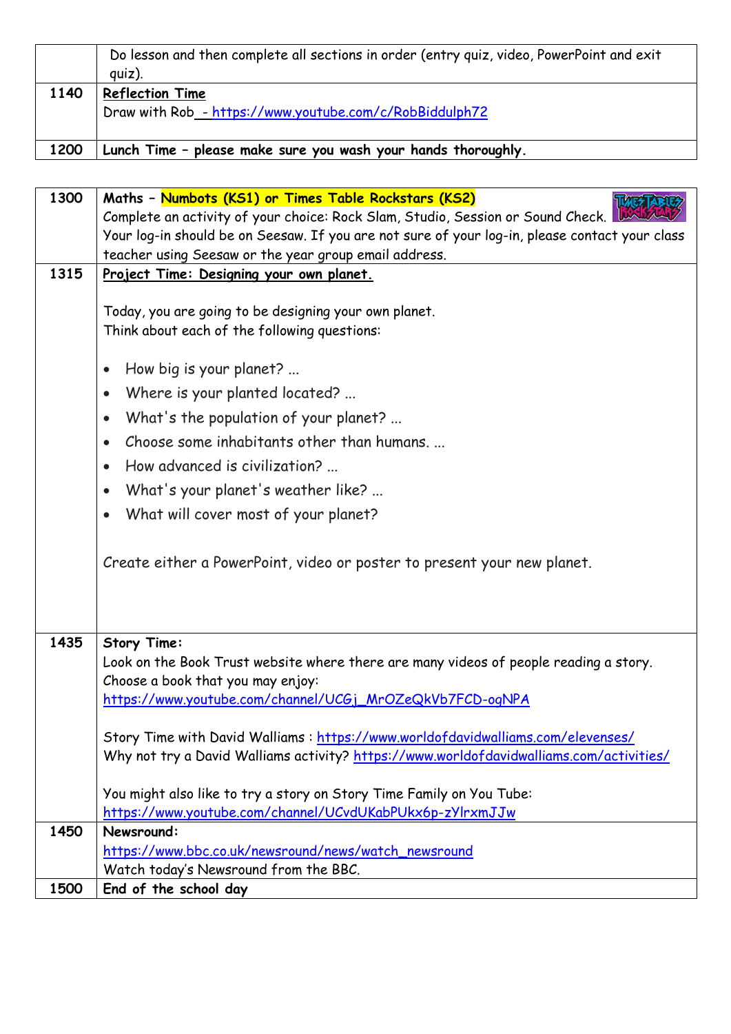| | |
|---|---|
| | Do lesson and then complete all sections in order (entry quiz, video, PowerPoint and exit quiz). |
| 1140 | **Reflection Time**<br>Draw with Rob - https://www.youtube.com/c/RobBiddulph72 |
| 1200 | **Lunch Time – please make sure you wash your hands thoroughly.** |

| | |
|---|---|
| 1300 | **Maths – Numbots (KS1) or Times Table Rockstars (KS2)**<br>Complete an activity of your choice: Rock Slam, Studio, Session or Sound Check.<br>Your log-in should be on Seesaw. If you are not sure of your log-in, please contact your class teacher using Seesaw or the year group email address. |
| 1315 | **Project Time: Designing your own planet.**<br><br>Today, you are going to be designing your own planet.<br>Think about each of the following questions:<br><br>• How big is your planet? ...<br>• Where is your planted located? ...<br>• What's the population of your planet? ...<br>• Choose some inhabitants other than humans. ...<br>• How advanced is civilization? ...<br>• What's your planet's weather like? ...<br>• What will cover most of your planet?<br><br>Create either a PowerPoint, video or poster to present your new planet. |
| 1435 | **Story Time:**<br>Look on the Book Trust website where there are many videos of people reading a story. Choose a book that you may enjoy:<br>https://www.youtube.com/channel/UCGj_MrOZeQkVb7FCD-ogNPA<br><br>Story Time with David Walliams : https://www.worldofdavidwalliams.com/elevenses/<br>Why not try a David Walliams activity? https://www.worldofdavidwalliams.com/activities/<br><br>You might also like to try a story on Story Time Family on You Tube:<br>https://www.youtube.com/channel/UCvdUKabPUkx6p-zYlrxmJJw |
| 1450 | **Newsround:**<br>https://www.bbc.co.uk/newsround/news/watch_newsround<br>Watch today's Newsround from the BBC. |
| 1500 | **End of the school day** |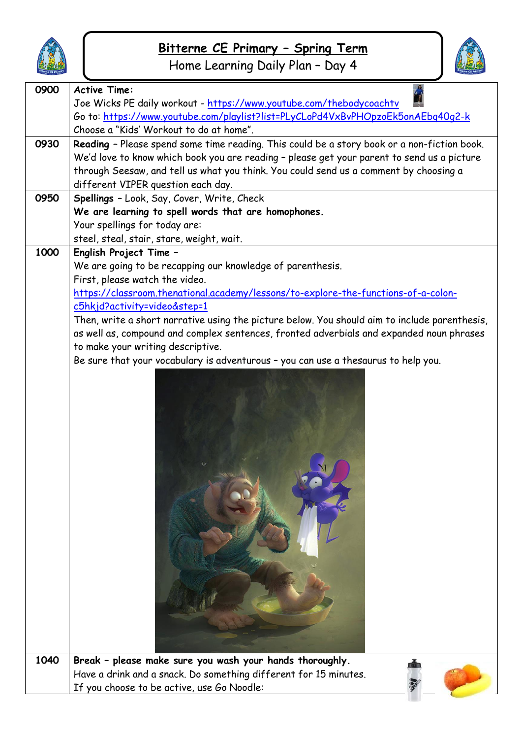# Bitterne CE Primary – Spring Term

Home Learning Daily Plan – Day 4

| | |
|---|---|
| 0900 | **Active Time:**<br>Joe Wicks PE daily workout - https://www.youtube.com/thebodycoachtv<br>Go to: https://www.youtube.com/playlist?list=PLyCLoPd4VxBvPHOpzoEk5onAEbq40g2-k<br>Choose a "Kids' Workout to do at home". |
| 0930 | **Reading** – Please spend some time reading. This could be a story book or a non-fiction book. We'd love to know which book you are reading – please get your parent to send us a picture through Seesaw, and tell us what you think. You could send us a comment by choosing a different VIPER question each day. |
| 0950 | **Spellings** – Look, Say, Cover, Write, Check<br>**We are learning to spell words that are homophones.**<br>Your spellings for today are:<br>steel, steal, stair, stare, weight, wait. |
| 1000 | **English Project Time** –<br>We are going to be recapping our knowledge of parenthesis.<br>First, please watch the video.<br>https://classroom.thenational.academy/lessons/to-explore-the-functions-of-a-colon-c5hkjd?activity=video&step=1<br>Then, write a short narrative using the picture below. You should aim to include parenthesis, as well as, compound and complex sentences, fronted adverbials and expanded noun phrases to make your writing descriptive.<br>Be sure that your vocabulary is adventurous – you can use a thesaurus to help you. |
| 1040 | **Break – please make sure you wash your hands thoroughly.**<br>Have a drink and a snack. Do something different for 15 minutes.<br>If you choose to be active, use Go Noodle: |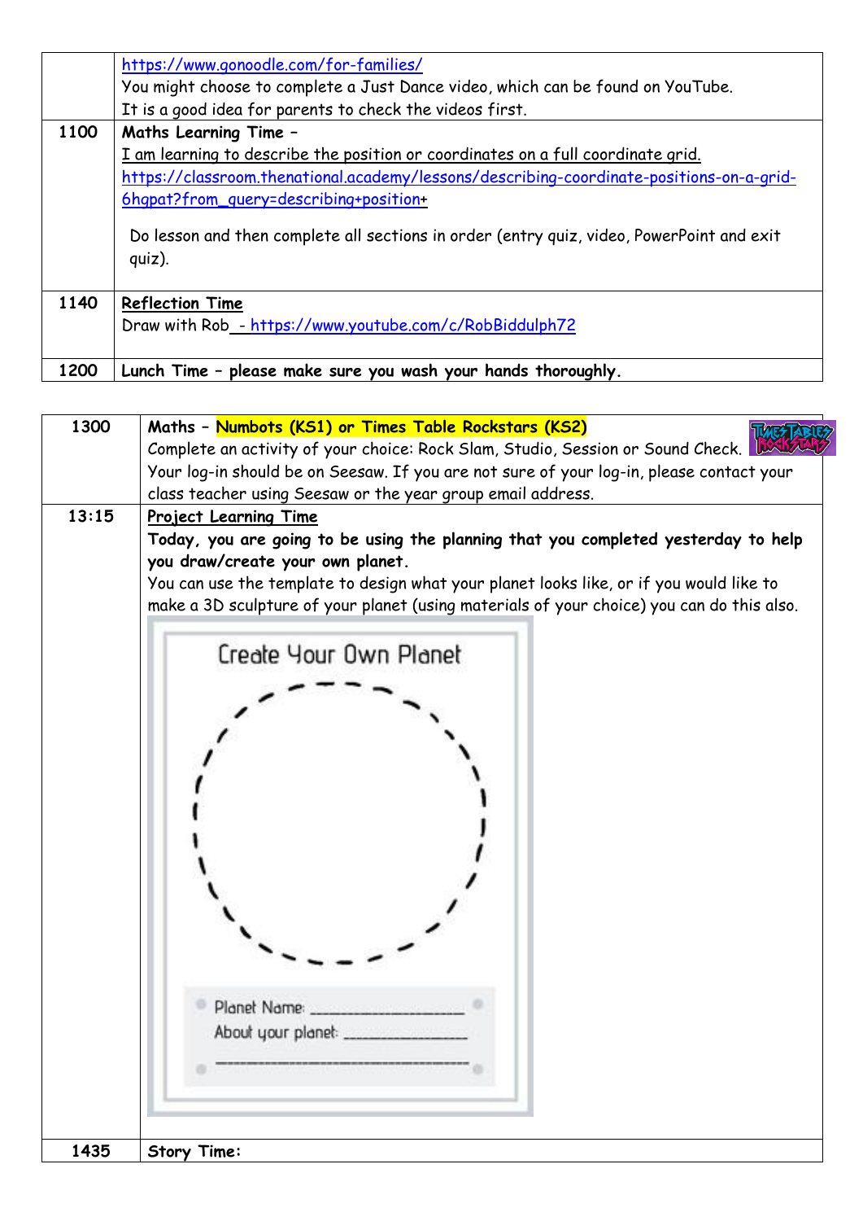| | |
|---|---|
| | https://www.gonoodle.com/for-families/<br>You might choose to complete a Just Dance video, which can be found on YouTube.<br>It is a good idea for parents to check the videos first. |
| 1100 | **Maths Learning Time –**<br>I am learning to describe the position or coordinates on a full coordinate grid.<br>https://classroom.thenational.academy/lessons/describing-coordinate-positions-on-a-grid-6hgpat?from_query=describing+position+<br><br>Do lesson and then complete all sections in order (entry quiz, video, PowerPoint and exit quiz). |
| 1140 | **Reflection Time**<br>Draw with Rob - https://www.youtube.com/c/RobBiddulph72 |
| 1200 | **Lunch Time – please make sure you wash your hands thoroughly.** |

| | |
|---|---|
| 1300 | **Maths – Numbots (KS1) or Times Table Rockstars (KS2)**<br>Complete an activity of your choice: Rock Slam, Studio, Session or Sound Check.<br>Your log-in should be on Seesaw. If you are not sure of your log-in, please contact your class teacher using Seesaw or the year group email address. |
| 13:15 | **Project Learning Time**<br>**Today, you are going to be using the planning that you completed yesterday to help you draw/create your own planet.**<br>You can use the template to design what your planet looks like, or if you would like to make a 3D sculpture of your planet (using materials of your choice) you can do this also.<br><br>Create Your Own Planet<br><br>Planet Name: ________________<br>About your planet: ________________<br>________________________________ |
| 1435 | **Story Time:** |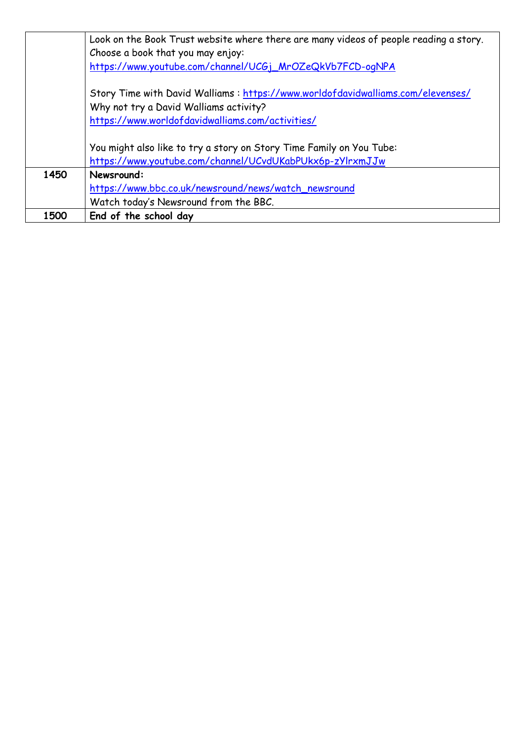| | |
|---|---|
| | Look on the Book Trust website where there are many videos of people reading a story. Choose a book that you may enjoy: https://www.youtube.com/channel/UCGj_MrOZeQkVb7FCD-ogNPA<br><br>Story Time with David Walliams : https://www.worldofdavidwalliams.com/elevenses/<br>Why not try a David Walliams activity?<br>https://www.worldofdavidwalliams.com/activities/<br><br>You might also like to try a story on Story Time Family on You Tube:<br>https://www.youtube.com/channel/UCvdUKabPUkx6p-zYlrxmJJw |
| **1450** | **Newsround:**<br>https://www.bbc.co.uk/newsround/news/watch_newsround<br>Watch today's Newsround from the BBC. |
| **1500** | **End of the school day** |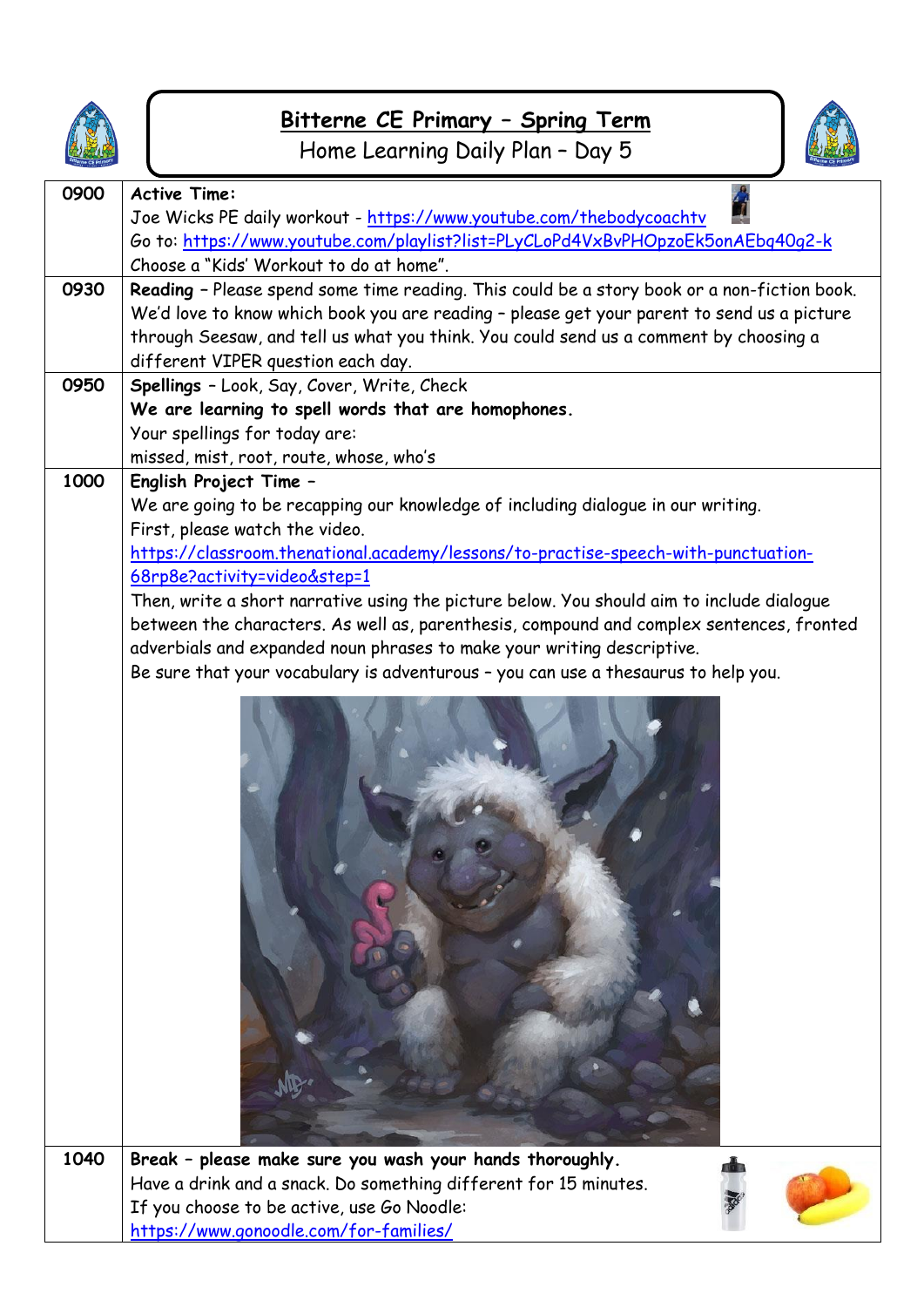## Bitterne CE Primary – Spring Term

Home Learning Daily Plan – Day 5

| | |
|---|---|
| 0900 | **Active Time:** Joe Wicks PE daily workout - https://www.youtube.com/thebodycoachtv Go to: https://www.youtube.com/playlist?list=PLyCLoPd4VxBvPHOpzoEk5onAEbq40g2-k Choose a "Kids' Workout to do at home". |
| 0930 | **Reading** – Please spend some time reading. This could be a story book or a non-fiction book. We'd love to know which book you are reading – please get your parent to send us a picture through Seesaw, and tell us what you think. You could send us a comment by choosing a different VIPER question each day. |
| 0950 | **Spellings** – Look, Say, Cover, Write, Check **We are learning to spell words that are homophones.** Your spellings for today are: missed, mist, root, route, whose, who's |
| 1000 | **English Project Time** – We are going to be recapping our knowledge of including dialogue in our writing. First, please watch the video. https://classroom.thenational.academy/lessons/to-practise-speech-with-punctuation-68rp8e?activity=video&step=1 Then, write a short narrative using the picture below. You should aim to include dialogue between the characters. As well as, parenthesis, compound and complex sentences, fronted adverbials and expanded noun phrases to make your writing descriptive. Be sure that your vocabulary is adventurous – you can use a thesaurus to help you. |
| 1040 | **Break – please make sure you wash your hands thoroughly.** Have a drink and a snack. Do something different for 15 minutes. If you choose to be active, use Go Noodle: https://www.gonoodle.com/for-families/ |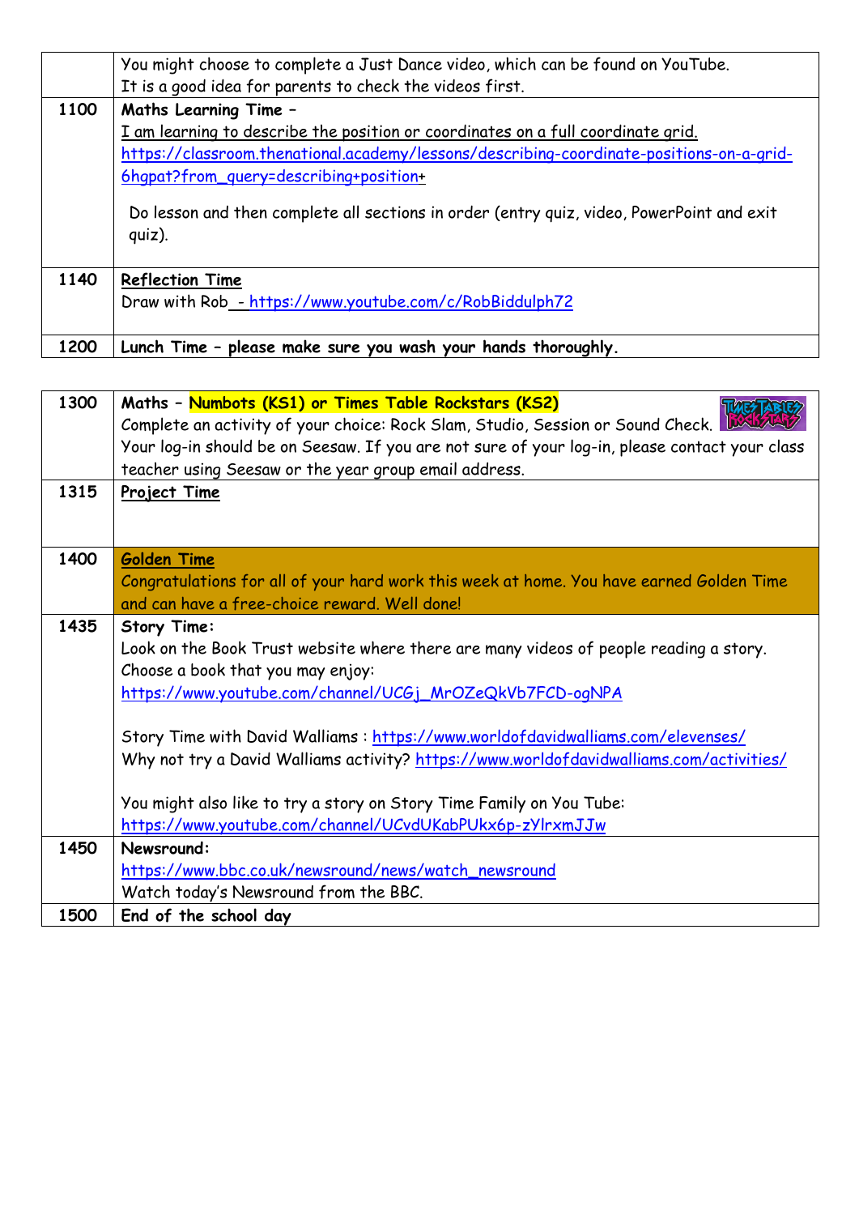| | |
|---|---|
| | You might choose to complete a Just Dance video, which can be found on YouTube.<br>It is a good idea for parents to check the videos first. |
| 1100 | **Maths Learning Time –**<br>I am learning to describe the position or coordinates on a full coordinate grid.<br>https://classroom.thenational.academy/lessons/describing-coordinate-positions-on-a-grid-6hgpat?from_query=describing+position+<br><br>Do lesson and then complete all sections in order (entry quiz, video, PowerPoint and exit quiz). |
| 1140 | **Reflection Time**<br>Draw with Rob - https://www.youtube.com/c/RobBiddulph72 |
| 1200 | **Lunch Time – please make sure you wash your hands thoroughly.** |

| | |
|---|---|
| 1300 | **Maths – Numbots (KS1) or Times Table Rockstars (KS2)**<br>Complete an activity of your choice: Rock Slam, Studio, Session or Sound Check.<br>Your log-in should be on Seesaw. If you are not sure of your log-in, please contact your class teacher using Seesaw or the year group email address. |
| 1315 | **Project Time** |
| 1400 | **Golden Time**<br>Congratulations for all of your hard work this week at home. You have earned Golden Time and can have a free-choice reward. Well done! |
| 1435 | **Story Time:**<br>Look on the Book Trust website where there are many videos of people reading a story. Choose a book that you may enjoy:<br>https://www.youtube.com/channel/UCGj_MrOZeQkVb7FCD-ogNPA<br><br>Story Time with David Walliams : https://www.worldofdavidwalliams.com/elevenses/<br>Why not try a David Walliams activity? https://www.worldofdavidwalliams.com/activities/<br><br>You might also like to try a story on Story Time Family on You Tube:<br>https://www.youtube.com/channel/UCvdUKabPUkx6p-zYlrxmJJw |
| 1450 | **Newsround:**<br>https://www.bbc.co.uk/newsround/news/watch_newsround<br>Watch today's Newsround from the BBC. |
| 1500 | **End of the school day** |